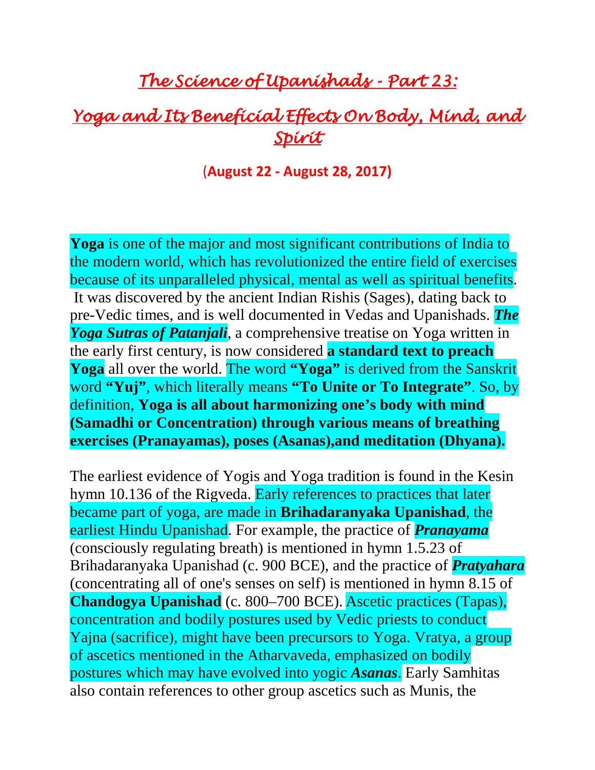# *The Science of Upanishads - Part 23:*

## *Yoga and Its Beneficial Effects On Body, Mind, and Spirit*

**(August 22 - August 28, 2017)**

**Yoga** is one of the major and most significant contributions of India to the modern world, which has revolutionized the entire field of exercises because of its unparalleled physical, mental as well as spiritual benefits. It was discovered by the ancient Indian Rishis (Sages), dating back to pre-Vedic times, and is well documented in Vedas and Upanishads. ***The Yoga Sutras of Patanjali***, a comprehensive treatise on Yoga written in the early first century, is now considered **a standard text to preach Yoga** all over the world. The word **"Yoga"** is derived from the Sanskrit word **"Yuj"**, which literally means **"To Unite or To Integrate"**. So, by definition, **Yoga is all about harmonizing one's body with mind (Samadhi or Concentration) through various means of breathing exercises (Pranayamas), poses (Asanas),and meditation (Dhyana).**

The earliest evidence of Yogis and Yoga tradition is found in the Kesin hymn 10.136 of the Rigveda. Early references to practices that later became part of yoga, are made in **Brihadaranyaka Upanishad**, the earliest Hindu Upanishad. For example, the practice of ***Pranayama*** (consciously regulating breath) is mentioned in hymn 1.5.23 of Brihadaranyaka Upanishad (c. 900 BCE), and the practice of ***Pratyahara*** (concentrating all of one's senses on self) is mentioned in hymn 8.15 of **Chandogya Upanishad** (c. 800–700 BCE). Ascetic practices (Tapas), concentration and bodily postures used by Vedic priests to conduct Yajna (sacrifice), might have been precursors to Yoga. Vratya, a group of ascetics mentioned in the Atharvaveda, emphasized on bodily postures which may have evolved into yogic ***Asanas***. Early Samhitas also contain references to other group ascetics such as Munis, the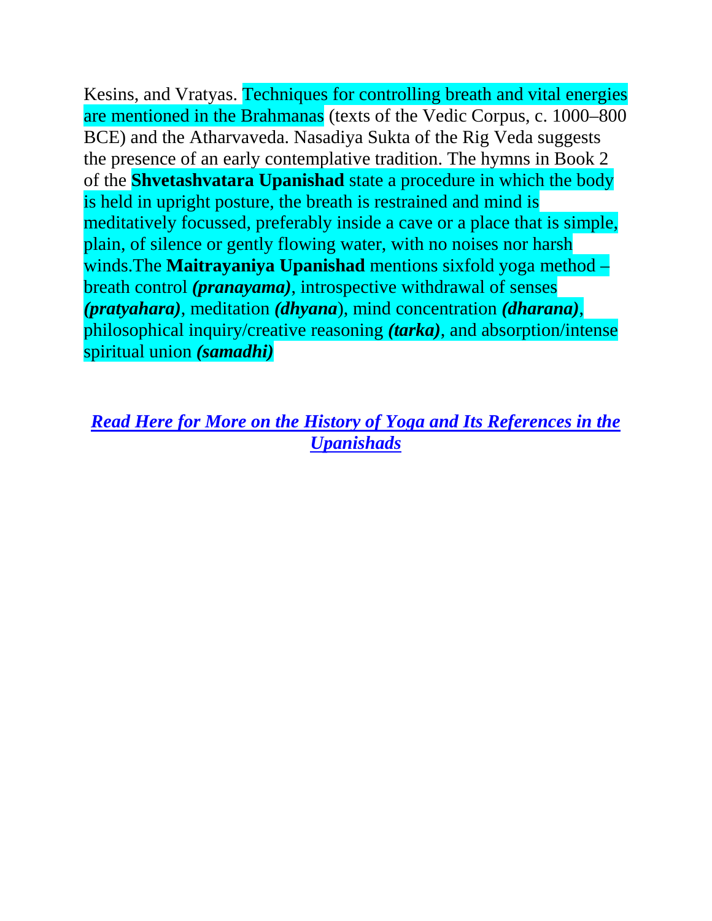Kesins, and Vratyas. Techniques for controlling breath and vital energies are mentioned in the Brahmanas (texts of the Vedic Corpus, c. 1000–800 BCE) and the Atharvaveda. Nasadiya Sukta of the Rig Veda suggests the presence of an early contemplative tradition. The hymns in Book 2 of the **Shvetashvatara Upanishad** state a procedure in which the body is held in upright posture, the breath is restrained and mind is meditatively focussed, preferably inside a cave or a place that is simple, plain, of silence or gently flowing water, with no noises nor harsh winds.The **Maitrayaniya Upanishad** mentions sixfold yoga method – breath control ***(pranayama)***, introspective withdrawal of senses ***(pratyahara)***, meditation ***(dhyana***), mind concentration ***(dharana)***, philosophical inquiry/creative reasoning ***(tarka)***, and absorption/intense spiritual union ***(samadhi)***

***Read Here for More on the History of Yoga and Its References in the Upanishads***